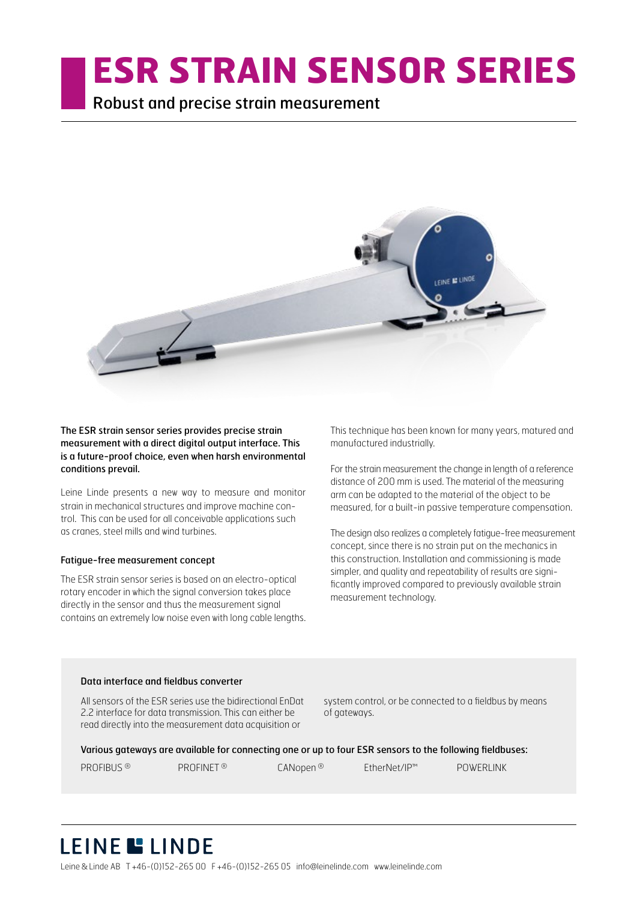# ESR STRAIN SENSOR SERIES

Robust and precise strain measurement

**The ESR strain sensor series provides precise strain measurement with a direct digital output interface. This is a future-proof choice, even when harsh environmental conditions prevail.**

Leine Linde presents a new way to measure and monitor strain in mechanical structures and improve machine control. This can be used for all conceivable applications such as cranes, steel mills and wind turbines.

### Fatigue-free measurement concept

The ESR strain sensor series is based on an electro-optical rotary encoder in which the signal conversion takes place directly in the sensor and thus the measurement signal contains an extremely low noise even with long cable lengths. This technique has been known for many years, matured and manufactured industrially.

For the strain measurement the change in length of a reference distance of 200 mm is used. The material of the measuring arm can be adapted to the material of the object to be measured, for a built-in passive temperature compensation.

The design also realizes a completely fatigue-free measurement concept, since there is no strain put on the mechanics in this construction. Installation and commissioning is made simpler, and quality and repeatability of results are significantly improved compared to previously available strain measurement technology.

### Data interface and fieldbus converter

All sensors of the ESR series use the bidirectional EnDat 2.2 interface for data transmission. This can either be read directly into the measurement data acquisition or system control, or be connected to a fieldbus by means of gateways.

**Various gateways are available for connecting one or up to four ESR sensors to the following fieldbuses:**

- PROFIBUS ®
- PROFINET ®
- CANopen ®
- EtherNet/IP™
- POWERLINK

LEINE LINDE

Leine & Linde AB T +46-(0)152-265 00 F +46-(0)152-265 05 info@leinelinde.com www.leinelinde.com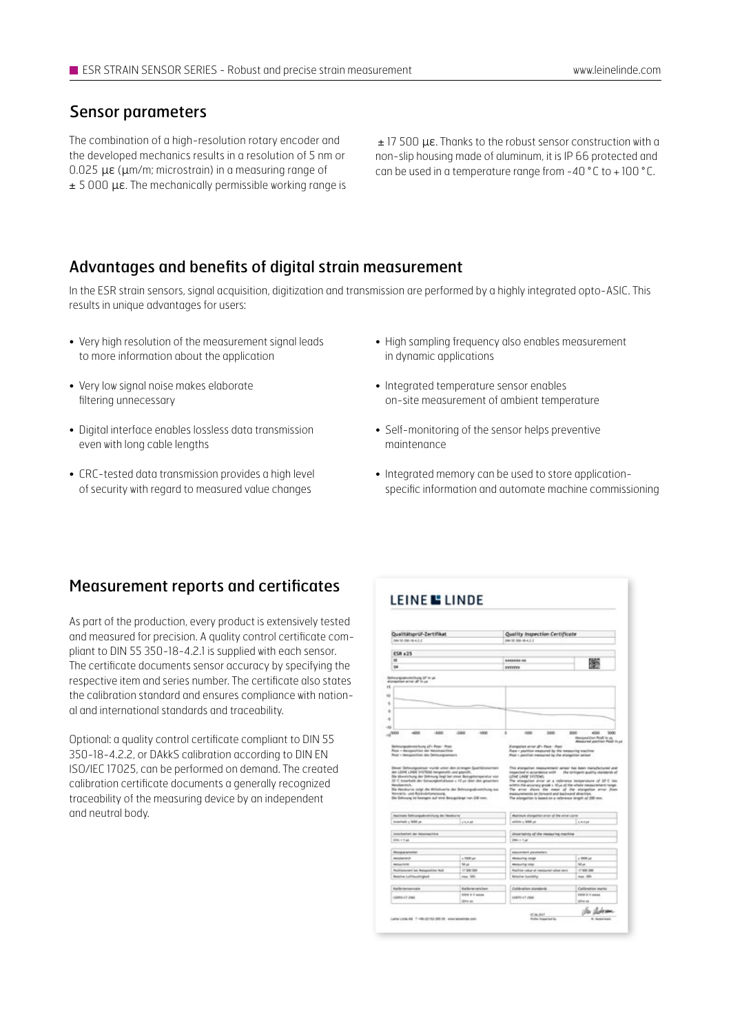## Sensor parameters

The combination of a high-resolution rotary encoder and the developed mechanics results in a resolution of 5 nm or 0.025 με (μm/m; microstrain) in a measuring range of ± 5 000 με. The mechanically permissible working range is ± 17 500 με. Thanks to the robust sensor construction with a non-slip housing made of aluminum, it is IP 66 protected and can be used in a temperature range from -40 °C to + 100 °C.

## Advantages and benefits of digital strain measurement

In the ESR strain sensors, signal acquisition, digitization and transmission are performed by a highly integrated opto-ASIC. This results in unique advantages for users:

- Very high resolution of the measurement signal leads to more information about the application
- Very low signal noise makes elaborate filtering unnecessary
- Digital interface enables lossless data transmission even with long cable lengths
- CRC-tested data transmission provides a high level of security with regard to measured value changes
- High sampling frequency also enables measurement in dynamic applications
- Integrated temperature sensor enables on-site measurement of ambient temperature
- Self-monitoring of the sensor helps preventive maintenance
- Integrated memory can be used to store application-specific information and automate machine commissioning

## Measurement reports and certificates

As part of the production, every product is extensively tested and measured for precision. A quality control certificate compliant to DIN 55 350-18-4.2.1 is supplied with each sensor. The certificate documents sensor accuracy by specifying the respective item and series number. The certificate also states the calibration standard and ensures compliance with national and international standards and traceability.

Optional: a quality control certificate compliant to DIN 55 350-18-4.2.2, or DAkkS calibration according to DIN EN ISO/IEC 17025, can be performed on demand. The created calibration certificate documents a generally recognized traceability of the measuring device by an independent and neutral body.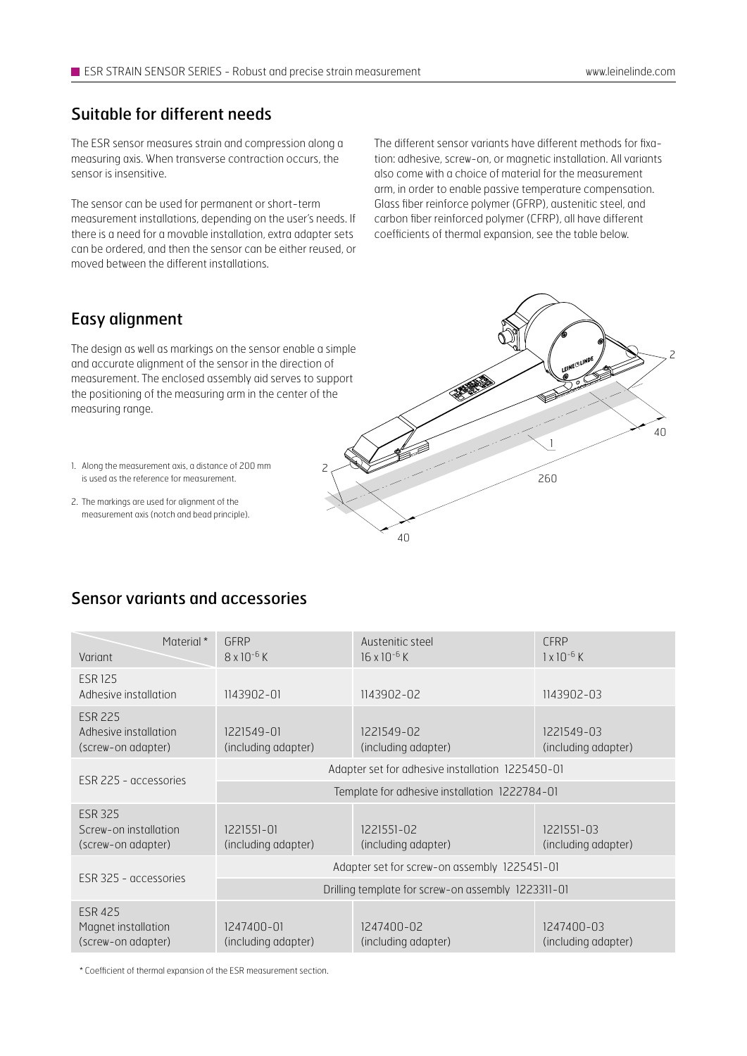## Suitable for different needs

The ESR sensor measures strain and compression along a measuring axis. When transverse contraction occurs, the sensor is insensitive.

The sensor can be used for permanent or short-term measurement installations, depending on the user's needs. If there is a need for a movable installation, extra adapter sets can be ordered, and then the sensor can be either reused, or moved between the different installations.

The different sensor variants have different methods for fixation: adhesive, screw-on, or magnetic installation. All variants also come with a choice of material for the measurement arm, in order to enable passive temperature compensation. Glass fiber reinforce polymer (GFRP), austenitic steel, and carbon fiber reinforced polymer (CFRP), all have different coefficients of thermal expansion, see the table below.

## Easy alignment

The design as well as markings on the sensor enable a simple and accurate alignment of the sensor in the direction of measurement. The enclosed assembly aid serves to support the positioning of the measuring arm in the center of the measuring range.

1. Along the measurement axis, a distance of 200 mm is used as the reference for measurement.
2. The markings are used for alignment of the measurement axis (notch and bead principle).

## Sensor variants and accessories

| Variant \ Material* | GFRP $8 \times 10^{-6}$ K | Austenitic steel $16 \times 10^{-6}$ K | CFRP $1 \times 10^{-6}$ K |
|---|---|---|---|
| ESR 125 Adhesive installation | 1143902-01 | 1143902-02 | 1143902-03 |
| ESR 225 Adhesive installation (screw-on adapter) | 1221549-01 (including adapter) | 1221549-02 (including adapter) | 1221549-03 (including adapter) |
| ESR 225 - accessories | Adapter set for adhesive installation 1225450-01 | | |
| | Template for adhesive installation 1222784-01 | | |
| ESR 325 Screw-on installation (screw-on adapter) | 1221551-01 (including adapter) | 1221551-02 (including adapter) | 1221551-03 (including adapter) |
| ESR 325 - accessories | Adapter set for screw-on assembly 1225451-01 | | |
| | Drilling template for screw-on assembly 1223311-01 | | |
| ESR 425 Magnet installation (screw-on adapter) | 1247400-01 (including adapter) | 1247400-02 (including adapter) | 1247400-03 (including adapter) |

\* Coefficient of thermal expansion of the ESR measurement section.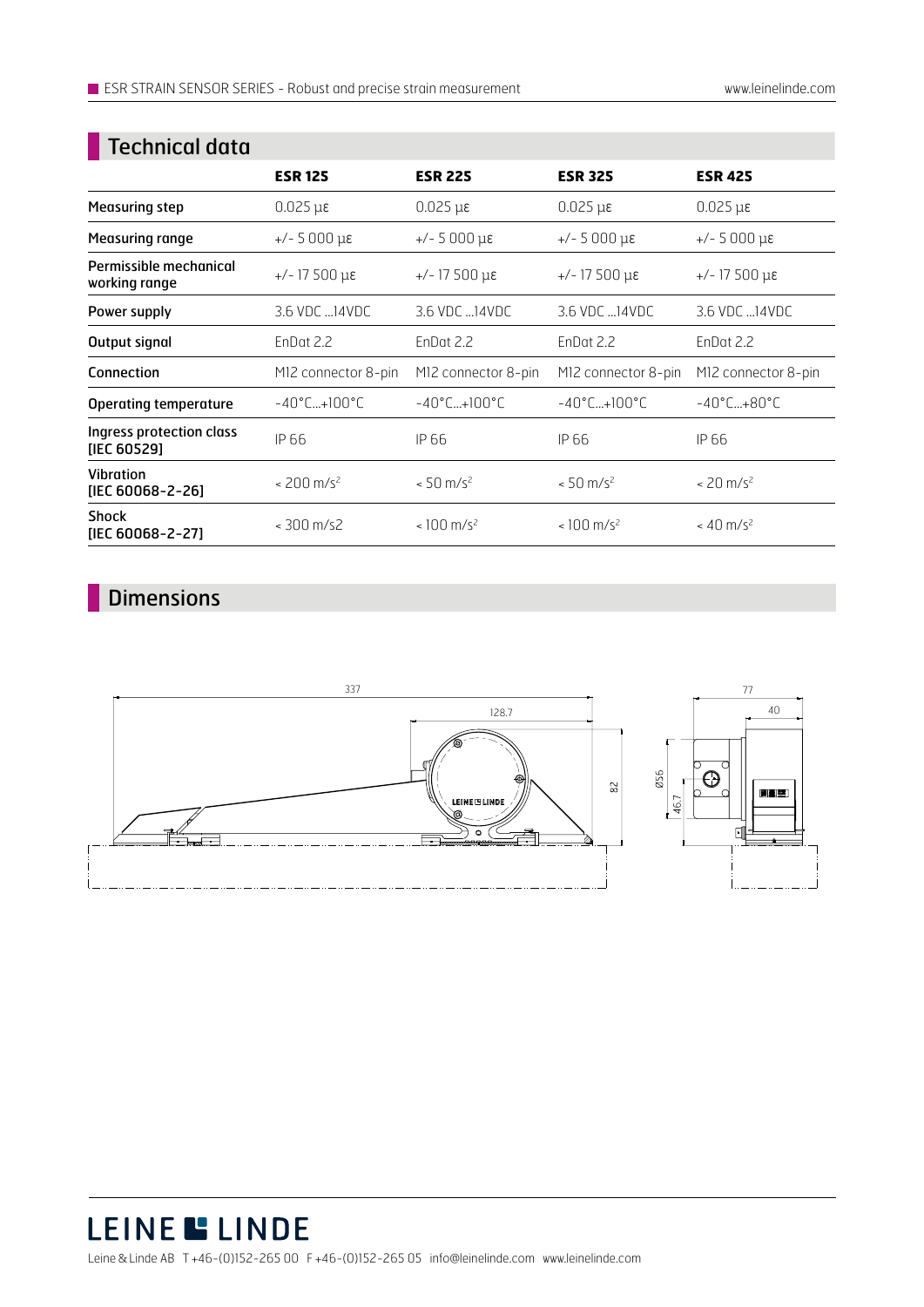## Technical data

| | ESR 125 | ESR 225 | ESR 325 | ESR 425 |
|---|---|---|---|---|
| Measuring step | 0.025 µε | 0.025 µε | 0.025 µε | 0.025 µε |
| Measuring range | +/- 5 000 µε | +/- 5 000 µε | +/- 5 000 µε | +/- 5 000 µε |
| Permissible mechanical working range | +/- 17 500 µε | +/- 17 500 µε | +/- 17 500 µε | +/- 17 500 µε |
| Power supply | 3.6 VDC ...14VDC | 3.6 VDC ...14VDC | 3.6 VDC ...14VDC | 3.6 VDC ...14VDC |
| Output signal | EnDat 2.2 | EnDat 2.2 | EnDat 2.2 | EnDat 2.2 |
| Connection | M12 connector 8-pin | M12 connector 8-pin | M12 connector 8-pin | M12 connector 8-pin |
| Operating temperature | -40°C...+100°C | -40°C...+100°C | -40°C...+100°C | -40°C...+80°C |
| Ingress protection class [IEC 60529] | IP 66 | IP 66 | IP 66 | IP 66 |
| Vibration [IEC 60068-2-26] | < 200 m/s² | < 50 m/s² | < 50 m/s² | < 20 m/s² |
| Shock [IEC 60068-2-27] | < 300 m/s2 | < 100 m/s² | < 100 m/s² | < 40 m/s² |

## Dimensions

337

128.7

82

77

40

Ø56

46.7

LEINE LINDE

Leine & Linde AB T +46-(0)152-265 00 F +46-(0)152-265 05 info@leinelinde.com www.leinelinde.com